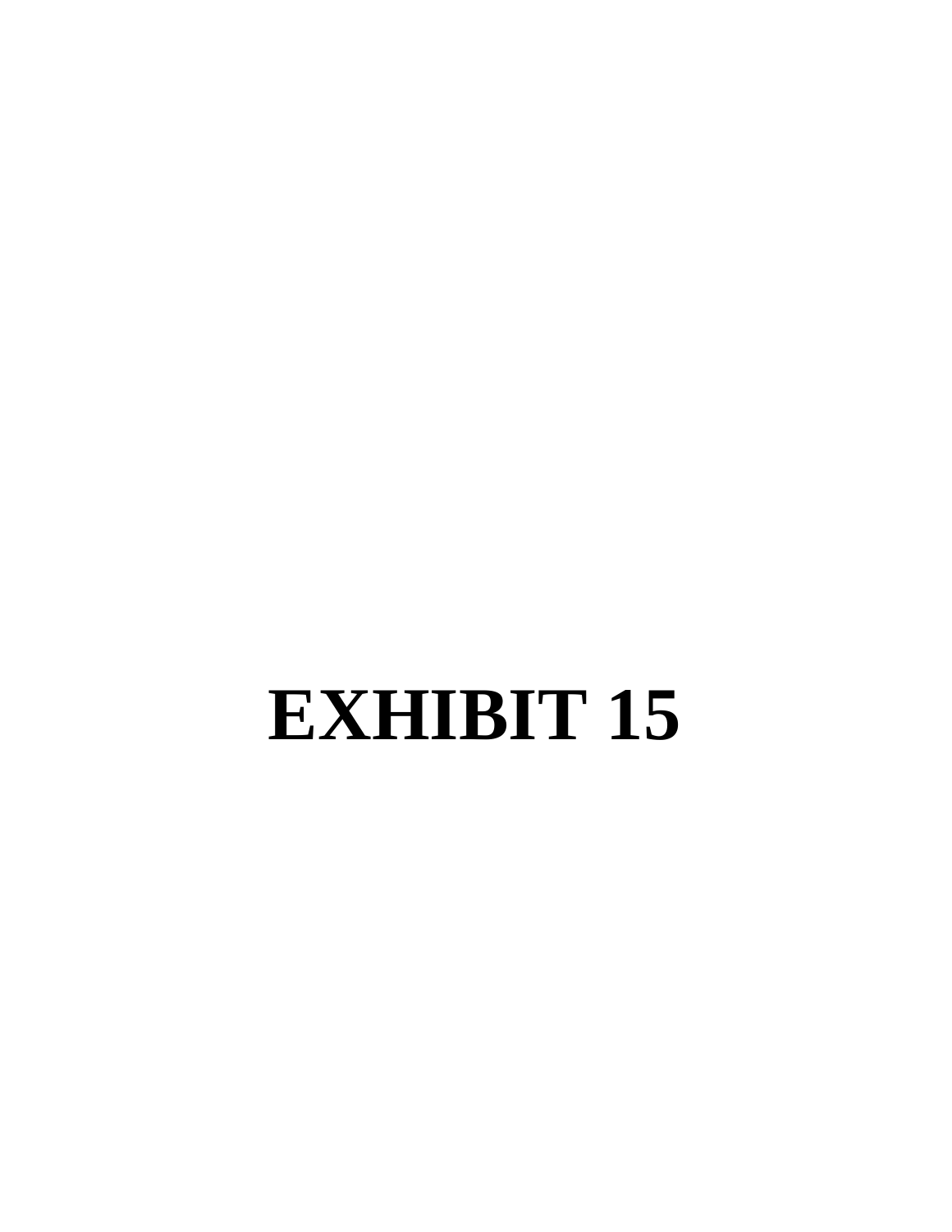# EXHIBIT 15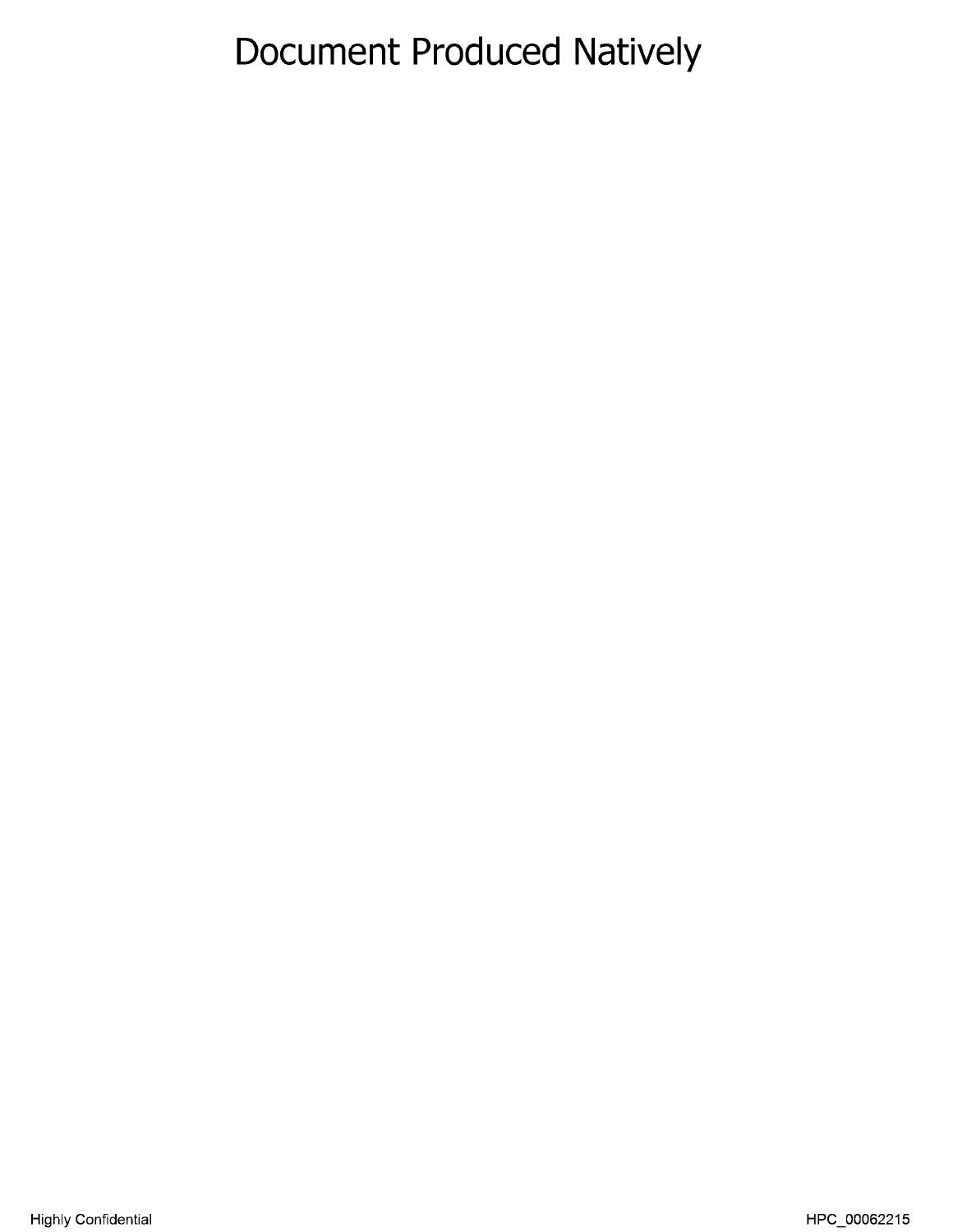# Document Produced Natively

Highly Confidential

HPC_00062215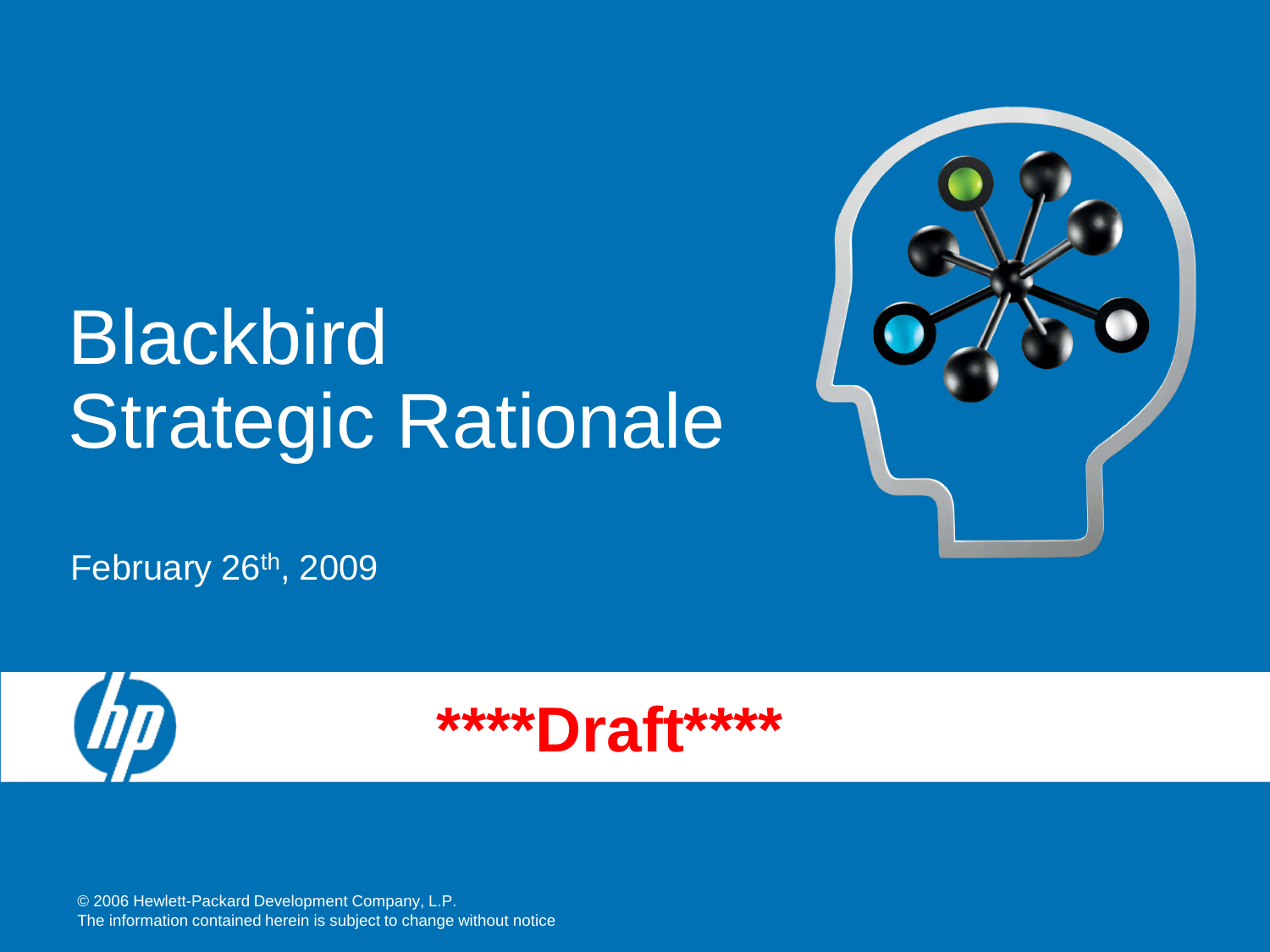# Blackbird
# Strategic Rationale

February 26th, 2009

****Draft****

© 2006 Hewlett-Packard Development Company, L.P.
The information contained herein is subject to change without notice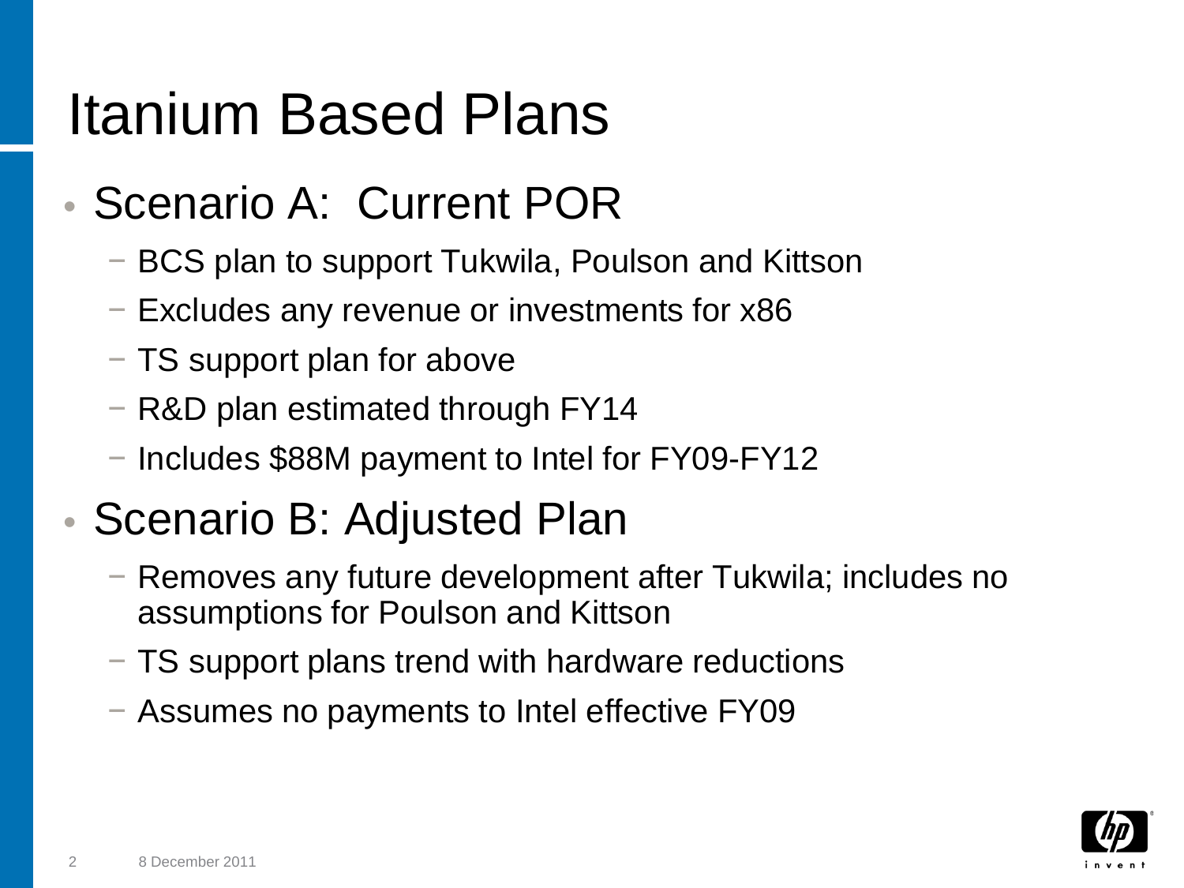# Itanium Based Plans

- Scenario A: Current POR
  - BCS plan to support Tukwila, Poulson and Kittson
  - Excludes any revenue or investments for x86
  - TS support plan for above
  - R&D plan estimated through FY14
  - Includes $88M payment to Intel for FY09-FY12
- Scenario B: Adjusted Plan
  - Removes any future development after Tukwila; includes no assumptions for Poulson and Kittson
  - TS support plans trend with hardware reductions
  - Assumes no payments to Intel effective FY09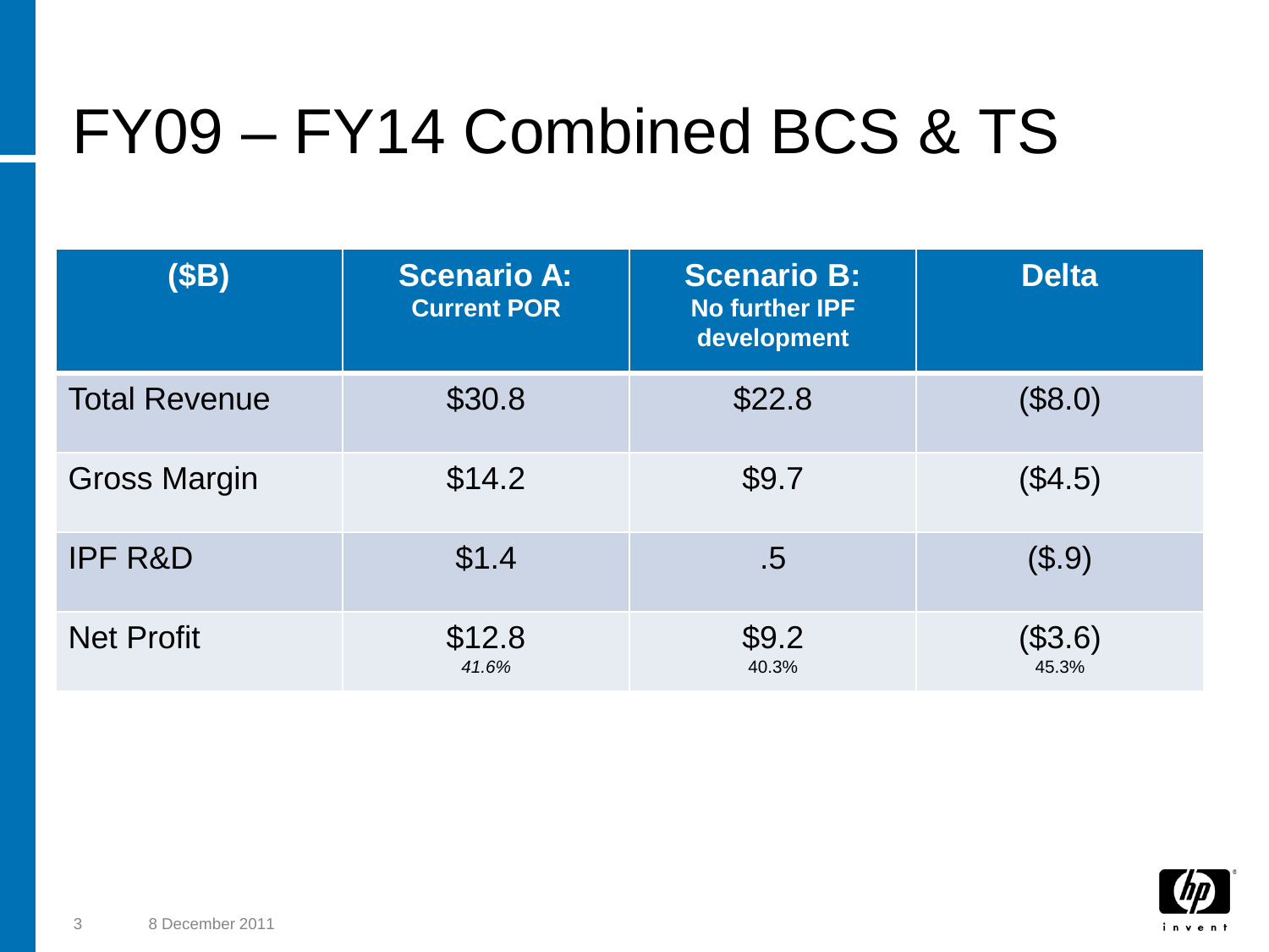# FY09 – FY14 Combined BCS & TS

| ($B) | Scenario A: Current POR | Scenario B: No further IPF development | Delta |
|---|---|---|---|
| Total Revenue | $30.8 | $22.8 | ($8.0) |
| Gross Margin | $14.2 | $9.7 | ($4.5) |
| IPF R&D | $1.4 | .5 | ($.9) |
| Net Profit | $12.8 *41.6%* | $9.2 40.3% | ($3.6) 45.3% |

8 December 2011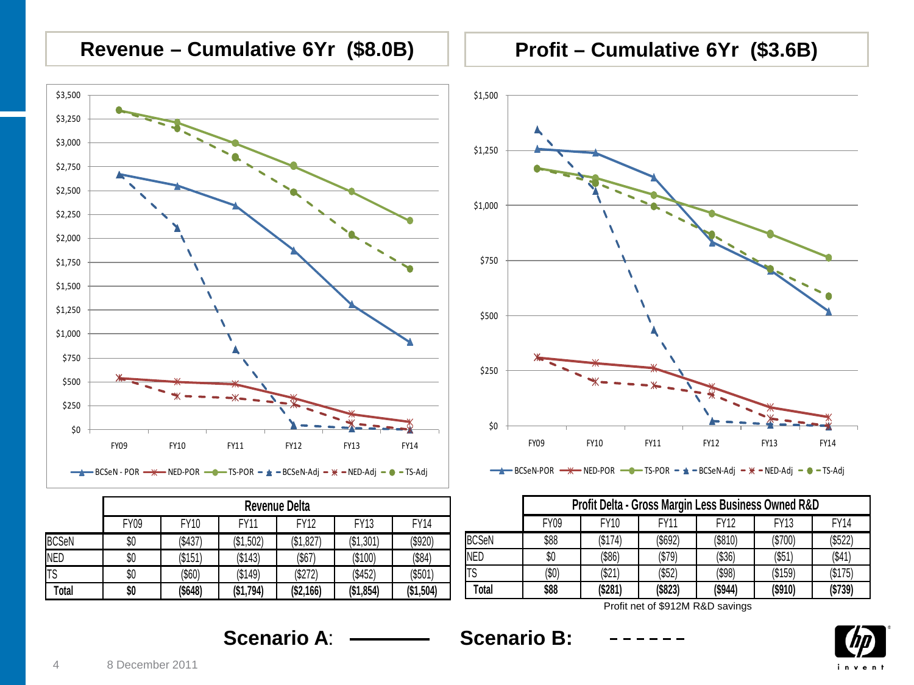## Revenue – Cumulative 6Yr ($8.0B)

$3,500
$3,250
$3,000
$2,750
$2,500
$2,250
$2,000
$1,750
$1,500
$1,250
$1,000
$750
$500
$250
$0

FY09 FY10 FY11 FY12 FY13 FY14

BCSeN - POR, NED-POR, TS-POR, BCSeN-Adj, NED-Adj, TS-Adj

## Profit – Cumulative 6Yr ($3.6B)

$1,500
$1,250
$1,000
$750
$500
$250
$0

FY09 FY10 FY11 FY12 FY13 FY14

BCSeN-POR, NED-POR, TS-POR, BCSeN-Adj, NED-Adj, TS-Adj

| | Revenue Delta | | | | | |
|---|---|---|---|---|---|---|
| | FY09 | FY10 | FY11 | FY12 | FY13 | FY14 |
| BCSeN | $0 | ($437) | ($1,502) | ($1,827) | ($1,301) | ($920) |
| NED | $0 | ($151) | ($143) | ($67) | ($100) | ($84) |
| TS | $0 | ($60) | ($149) | ($272) | ($452) | ($501) |
| **Total** | **$0** | **($648)** | **($1,794)** | **($2,166)** | **($1,854)** | **($1,504)** |

| | Profit Delta - Gross Margin Less Business Owned R&D | | | | | |
|---|---|---|---|---|---|---|
| | FY09 | FY10 | FY11 | FY12 | FY13 | FY14 |
| BCSeN | $88 | ($174) | ($692) | ($810) | ($700) | ($522) |
| NED | $0 | ($86) | ($79) | ($36) | ($51) | ($41) |
| TS | ($0) | ($21) | ($52) | ($98) | ($159) | ($175) |
| **Total** | **$88** | **($281)** | **($823)** | **($944)** | **($910)** | **($739)** |

Profit net of $912M R&D savings

**Scenario A**: ———— **Scenario B:** - - - - - -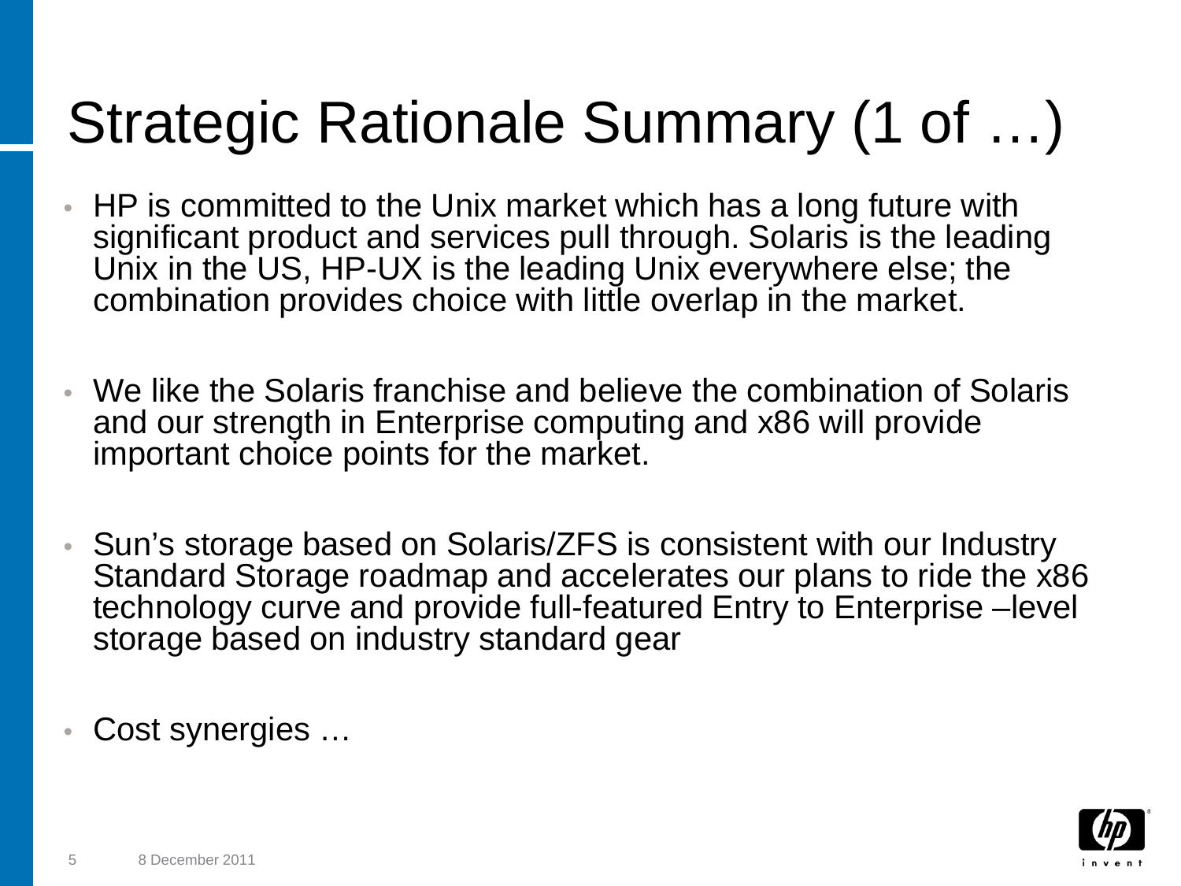# Strategic Rationale Summary (1 of …)

- HP is committed to the Unix market which has a long future with significant product and services pull through. Solaris is the leading Unix in the US, HP-UX is the leading Unix everywhere else; the combination provides choice with little overlap in the market.
- We like the Solaris franchise and believe the combination of Solaris and our strength in Enterprise computing and x86 will provide important choice points for the market.
- Sun's storage based on Solaris/ZFS is consistent with our Industry Standard Storage roadmap and accelerates our plans to ride the x86 technology curve and provide full-featured Entry to Enterprise –level storage based on industry standard gear
- Cost synergies …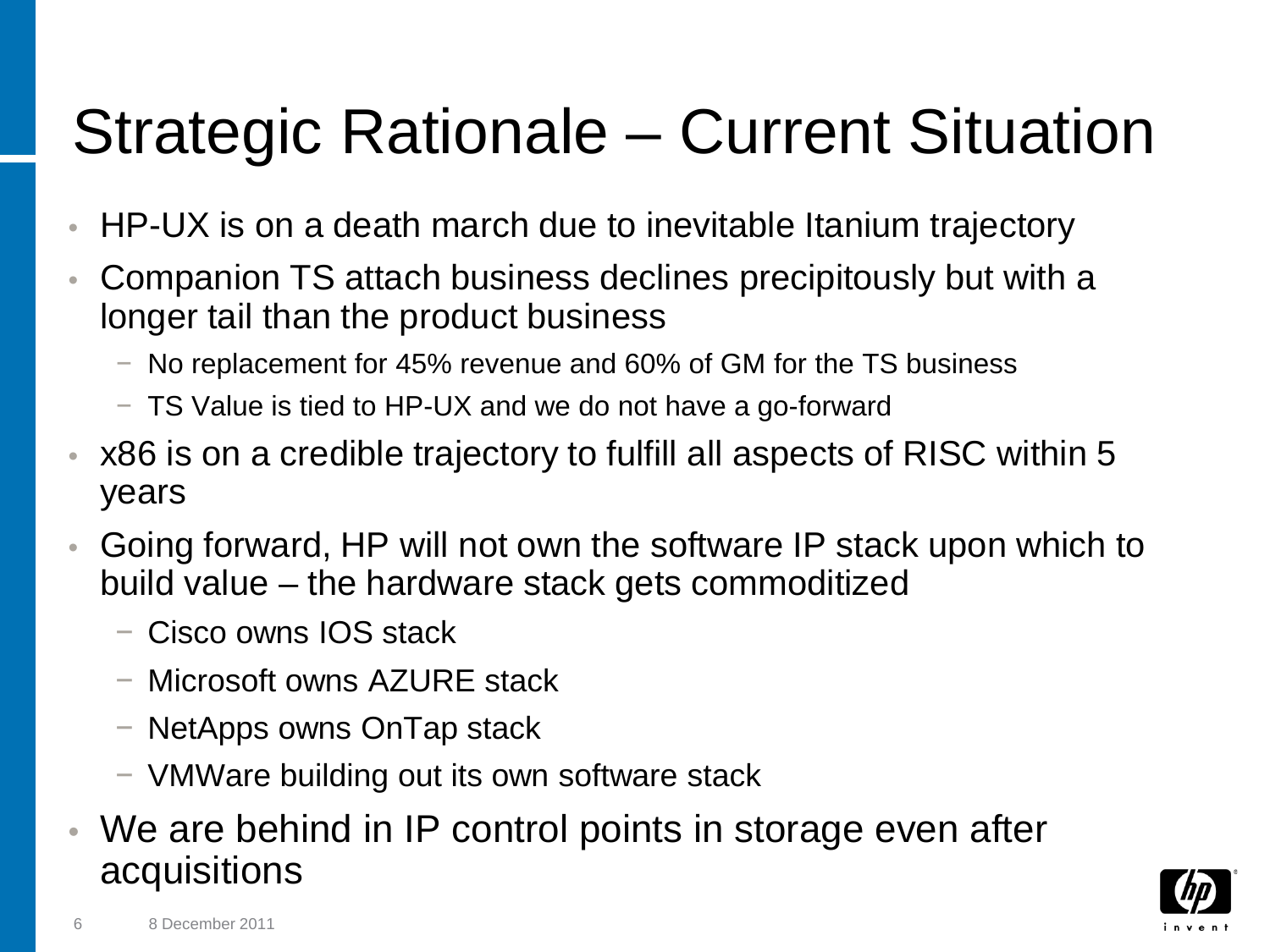# Strategic Rationale – Current Situation

- HP-UX is on a death march due to inevitable Itanium trajectory
- Companion TS attach business declines precipitously but with a longer tail than the product business
  - No replacement for 45% revenue and 60% of GM for the TS business
  - TS Value is tied to HP-UX and we do not have a go-forward
- x86 is on a credible trajectory to fulfill all aspects of RISC within 5 years
- Going forward, HP will not own the software IP stack upon which to build value – the hardware stack gets commoditized
  - Cisco owns IOS stack
  - Microsoft owns AZURE stack
  - NetApps owns OnTap stack
  - VMWare building out its own software stack
- We are behind in IP control points in storage even after acquisitions

8 December 2011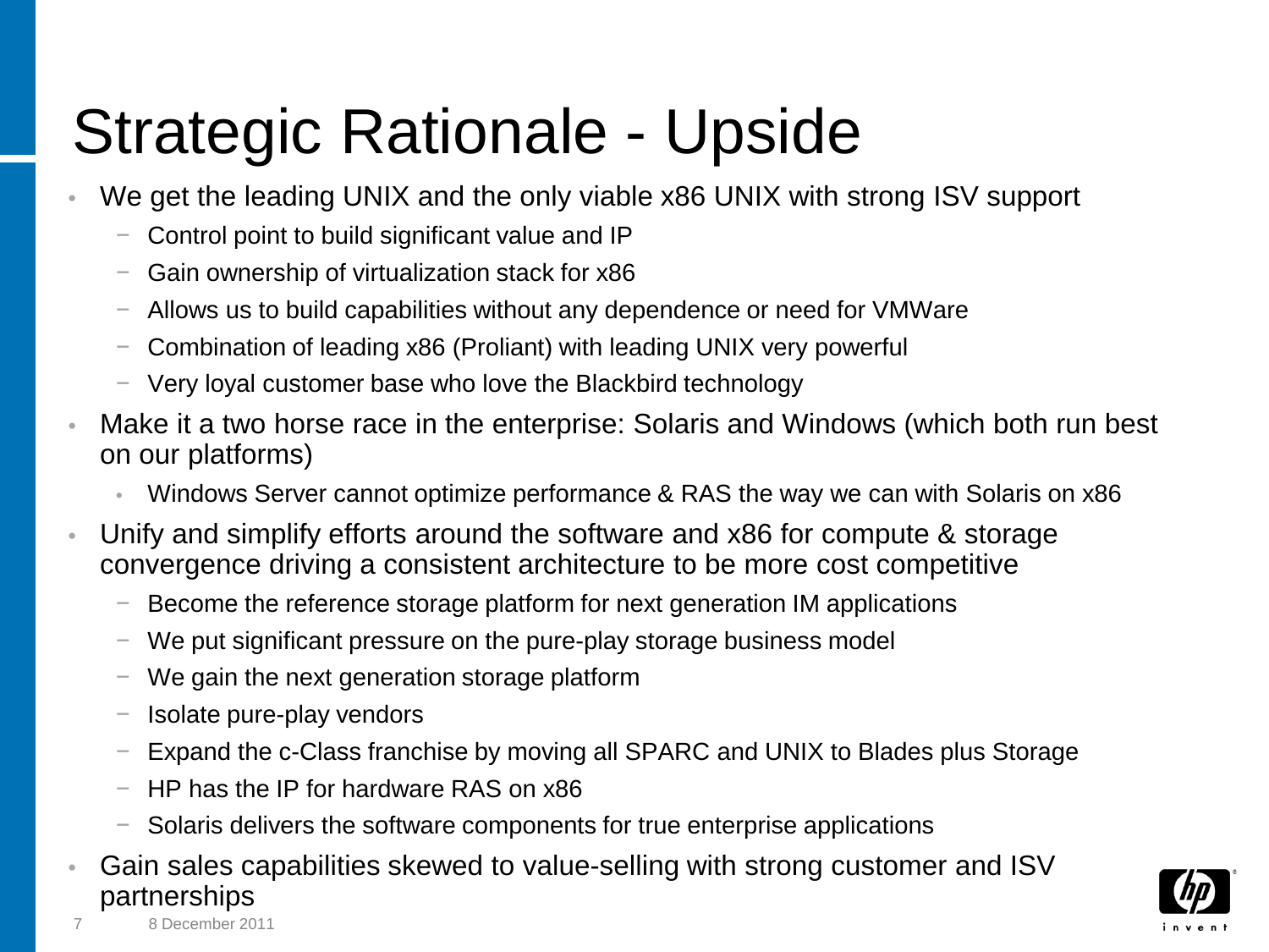# Strategic Rationale - Upside

- We get the leading UNIX and the only viable x86 UNIX with strong ISV support
  - Control point to build significant value and IP
  - Gain ownership of virtualization stack for x86
  - Allows us to build capabilities without any dependence or need for VMWare
  - Combination of leading x86 (Proliant) with leading UNIX very powerful
  - Very loyal customer base who love the Blackbird technology
- Make it a two horse race in the enterprise: Solaris and Windows (which both run best on our platforms)
  - Windows Server cannot optimize performance & RAS the way we can with Solaris on x86
- Unify and simplify efforts around the software and x86 for compute & storage convergence driving a consistent architecture to be more cost competitive
  - Become the reference storage platform for next generation IM applications
  - We put significant pressure on the pure-play storage business model
  - We gain the next generation storage platform
  - Isolate pure-play vendors
  - Expand the c-Class franchise by moving all SPARC and UNIX to Blades plus Storage
  - HP has the IP for hardware RAS on x86
  - Solaris delivers the software components for true enterprise applications
- Gain sales capabilities skewed to value-selling with strong customer and ISV partnerships

8 December 2011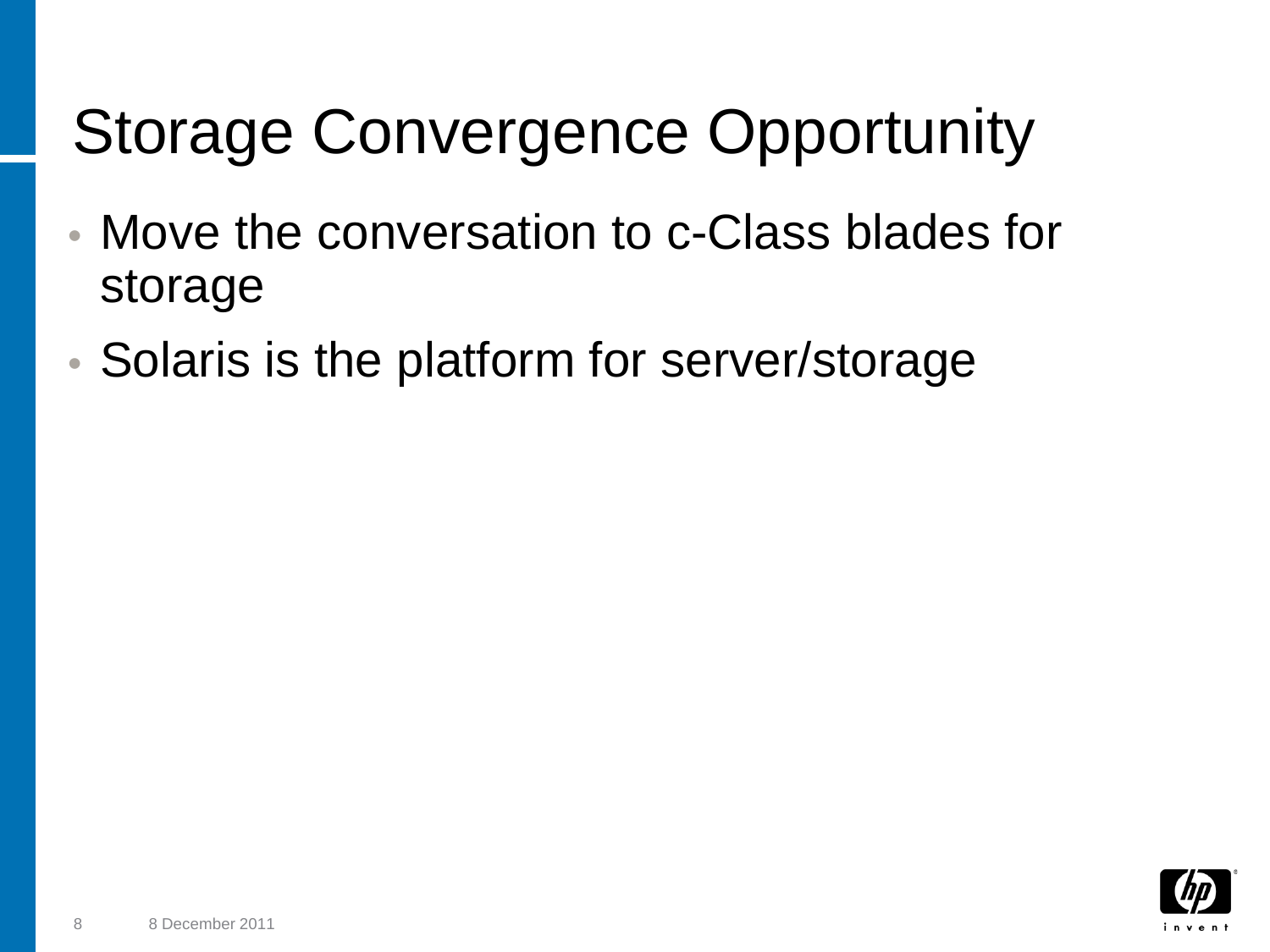# Storage Convergence Opportunity

- Move the conversation to c-Class blades for storage
- Solaris is the platform for server/storage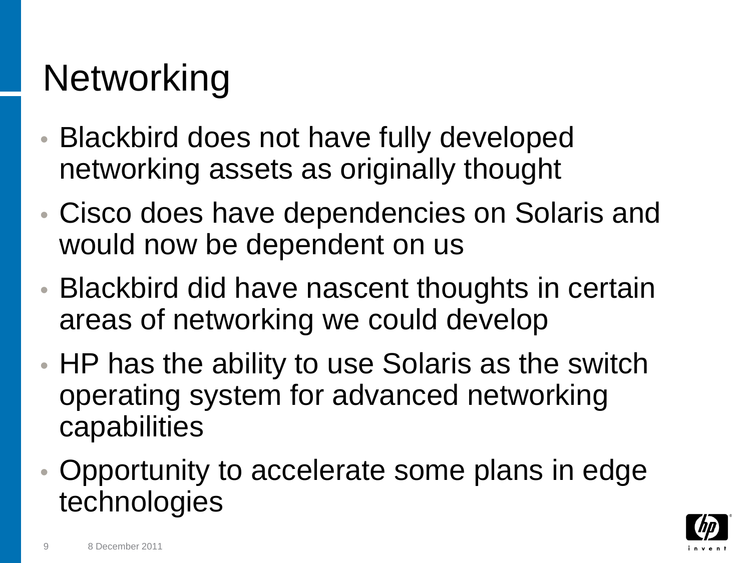# Networking

- Blackbird does not have fully developed networking assets as originally thought
- Cisco does have dependencies on Solaris and would now be dependent on us
- Blackbird did have nascent thoughts in certain areas of networking we could develop
- HP has the ability to use Solaris as the switch operating system for advanced networking capabilities
- Opportunity to accelerate some plans in edge technologies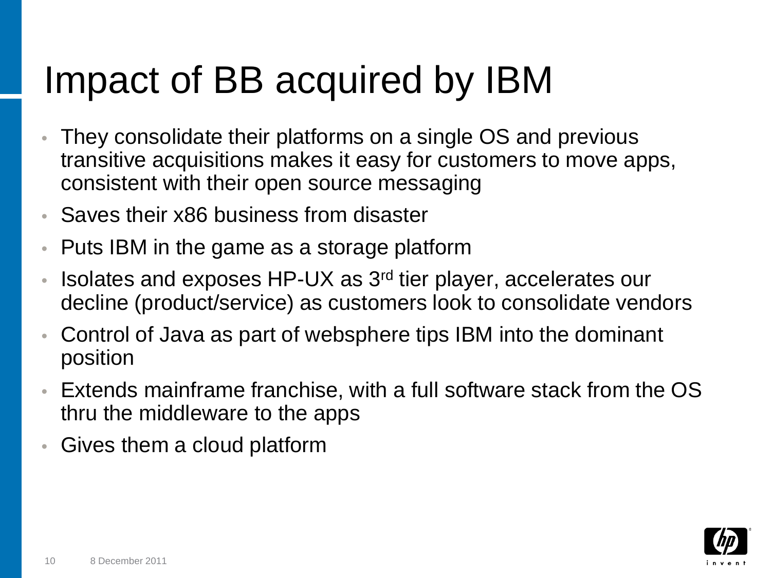# Impact of BB acquired by IBM

- They consolidate their platforms on a single OS and previous transitive acquisitions makes it easy for customers to move apps, consistent with their open source messaging
- Saves their x86 business from disaster
- Puts IBM in the game as a storage platform
- Isolates and exposes HP-UX as 3rd tier player, accelerates our decline (product/service) as customers look to consolidate vendors
- Control of Java as part of websphere tips IBM into the dominant position
- Extends mainframe franchise, with a full software stack from the OS thru the middleware to the apps
- Gives them a cloud platform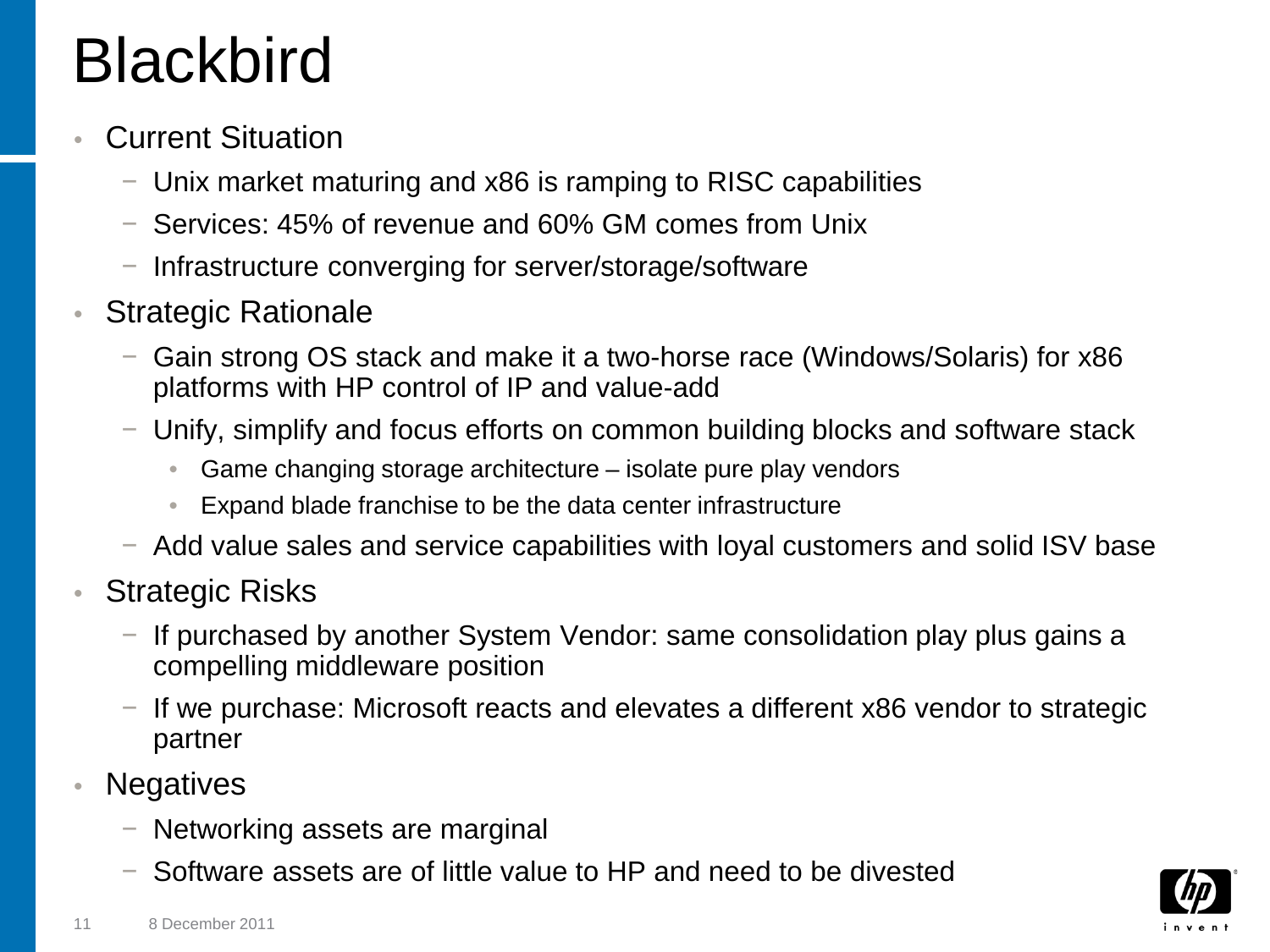# Blackbird

- Current Situation
  - Unix market maturing and x86 is ramping to RISC capabilities
  - Services: 45% of revenue and 60% GM comes from Unix
  - Infrastructure converging for server/storage/software
- Strategic Rationale
  - Gain strong OS stack and make it a two-horse race (Windows/Solaris) for x86 platforms with HP control of IP and value-add
  - Unify, simplify and focus efforts on common building blocks and software stack
    - Game changing storage architecture – isolate pure play vendors
    - Expand blade franchise to be the data center infrastructure
  - Add value sales and service capabilities with loyal customers and solid ISV base
- Strategic Risks
  - If purchased by another System Vendor: same consolidation play plus gains a compelling middleware position
  - If we purchase: Microsoft reacts and elevates a different x86 vendor to strategic partner
- Negatives
  - Networking assets are marginal
  - Software assets are of little value to HP and need to be divested

8 December 2011